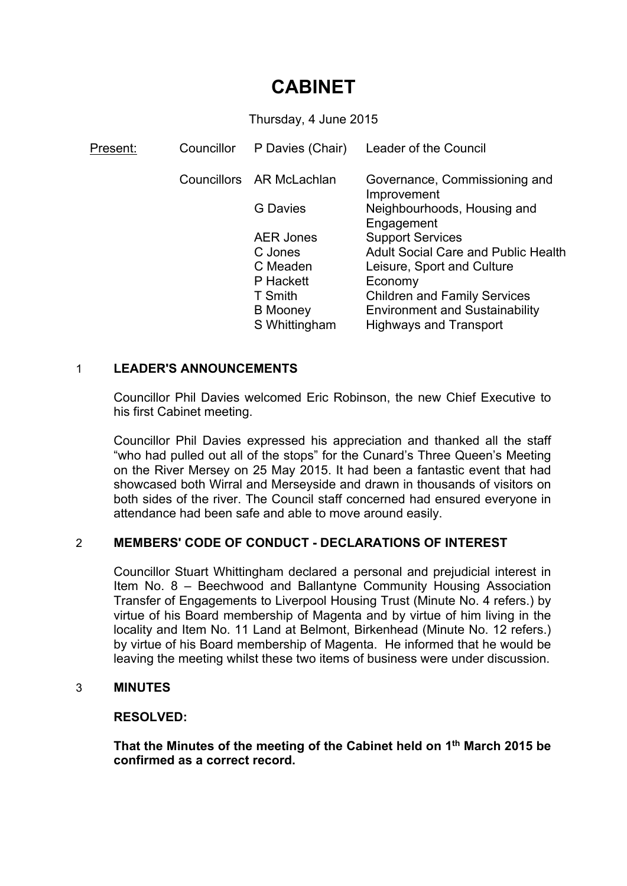# CABINET

Thursday, 4 June 2015

| Present: | Councillor | P Davies (Chair) | Leader of the Council |
|---|---|---|---|
| | Councillors | AR McLachlan | Governance, Commissioning and Improvement |
| | | G Davies | Neighbourhoods, Housing and Engagement |
| | | AER Jones | Support Services |
| | | C Jones | Adult Social Care and Public Health |
| | | C Meaden | Leisure, Sport and Culture |
| | | P Hackett | Economy |
| | | T Smith | Children and Family Services |
| | | B Mooney | Environment and Sustainability |
| | | S Whittingham | Highways and Transport |

## 1 LEADER'S ANNOUNCEMENTS

Councillor Phil Davies welcomed Eric Robinson, the new Chief Executive to his first Cabinet meeting.

Councillor Phil Davies expressed his appreciation and thanked all the staff "who had pulled out all of the stops" for the Cunard's Three Queen's Meeting on the River Mersey on 25 May 2015. It had been a fantastic event that had showcased both Wirral and Merseyside and drawn in thousands of visitors on both sides of the river. The Council staff concerned had ensured everyone in attendance had been safe and able to move around easily.

## 2 MEMBERS' CODE OF CONDUCT - DECLARATIONS OF INTEREST

Councillor Stuart Whittingham declared a personal and prejudicial interest in Item No. 8 – Beechwood and Ballantyne Community Housing Association Transfer of Engagements to Liverpool Housing Trust (Minute No. 4 refers.) by virtue of his Board membership of Magenta and by virtue of him living in the locality and Item No. 11 Land at Belmont, Birkenhead (Minute No. 12 refers.) by virtue of his Board membership of Magenta. He informed that he would be leaving the meeting whilst these two items of business were under discussion.

## 3 MINUTES

**RESOLVED:**

**That the Minutes of the meeting of the Cabinet held on 1th March 2015 be confirmed as a correct record.**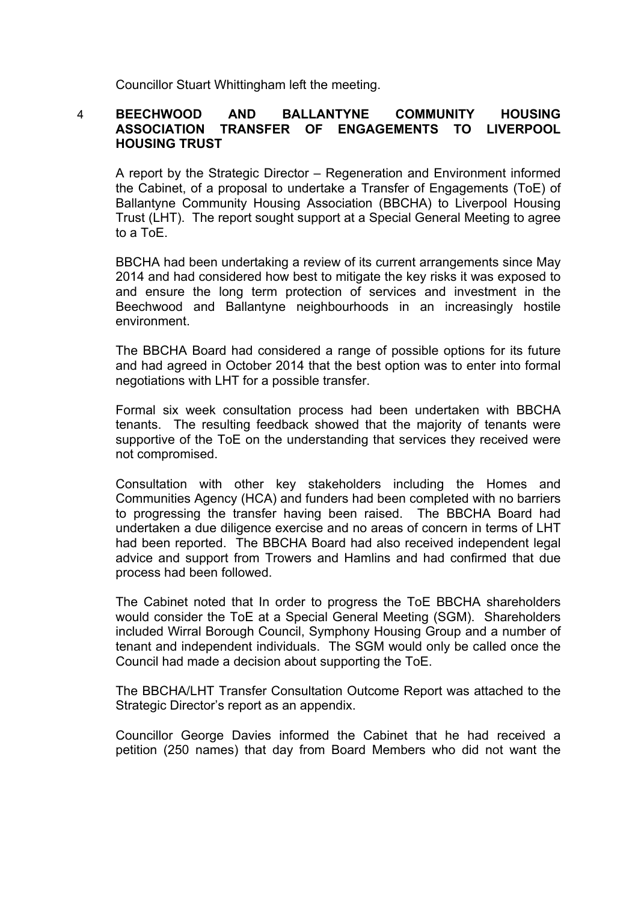Councillor Stuart Whittingham left the meeting.

## 4 BEECHWOOD AND BALLANTYNE COMMUNITY HOUSING ASSOCIATION TRANSFER OF ENGAGEMENTS TO LIVERPOOL HOUSING TRUST

A report by the Strategic Director – Regeneration and Environment informed the Cabinet, of a proposal to undertake a Transfer of Engagements (ToE) of Ballantyne Community Housing Association (BBCHA) to Liverpool Housing Trust (LHT). The report sought support at a Special General Meeting to agree to a ToE.

BBCHA had been undertaking a review of its current arrangements since May 2014 and had considered how best to mitigate the key risks it was exposed to and ensure the long term protection of services and investment in the Beechwood and Ballantyne neighbourhoods in an increasingly hostile environment.

The BBCHA Board had considered a range of possible options for its future and had agreed in October 2014 that the best option was to enter into formal negotiations with LHT for a possible transfer.

Formal six week consultation process had been undertaken with BBCHA tenants. The resulting feedback showed that the majority of tenants were supportive of the ToE on the understanding that services they received were not compromised.

Consultation with other key stakeholders including the Homes and Communities Agency (HCA) and funders had been completed with no barriers to progressing the transfer having been raised. The BBCHA Board had undertaken a due diligence exercise and no areas of concern in terms of LHT had been reported. The BBCHA Board had also received independent legal advice and support from Trowers and Hamlins and had confirmed that due process had been followed.

The Cabinet noted that In order to progress the ToE BBCHA shareholders would consider the ToE at a Special General Meeting (SGM). Shareholders included Wirral Borough Council, Symphony Housing Group and a number of tenant and independent individuals. The SGM would only be called once the Council had made a decision about supporting the ToE.

The BBCHA/LHT Transfer Consultation Outcome Report was attached to the Strategic Director's report as an appendix.

Councillor George Davies informed the Cabinet that he had received a petition (250 names) that day from Board Members who did not want the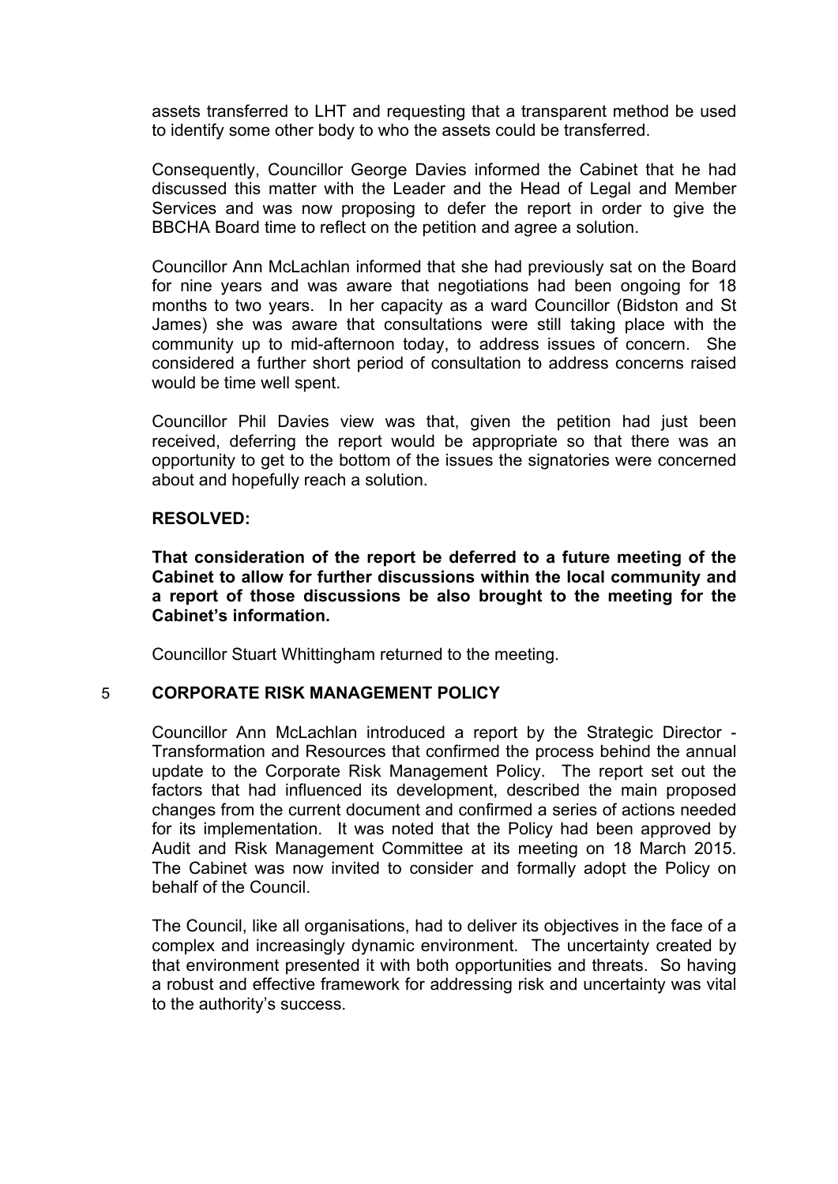assets transferred to LHT and requesting that a transparent method be used to identify some other body to who the assets could be transferred.

Consequently, Councillor George Davies informed the Cabinet that he had discussed this matter with the Leader and the Head of Legal and Member Services and was now proposing to defer the report in order to give the BBCHA Board time to reflect on the petition and agree a solution.

Councillor Ann McLachlan informed that she had previously sat on the Board for nine years and was aware that negotiations had been ongoing for 18 months to two years. In her capacity as a ward Councillor (Bidston and St James) she was aware that consultations were still taking place with the community up to mid-afternoon today, to address issues of concern. She considered a further short period of consultation to address concerns raised would be time well spent.

Councillor Phil Davies view was that, given the petition had just been received, deferring the report would be appropriate so that there was an opportunity to get to the bottom of the issues the signatories were concerned about and hopefully reach a solution.

**RESOLVED:**

**That consideration of the report be deferred to a future meeting of the Cabinet to allow for further discussions within the local community and a report of those discussions be also brought to the meeting for the Cabinet's information.**

Councillor Stuart Whittingham returned to the meeting.

## 5 CORPORATE RISK MANAGEMENT POLICY

Councillor Ann McLachlan introduced a report by the Strategic Director - Transformation and Resources that confirmed the process behind the annual update to the Corporate Risk Management Policy. The report set out the factors that had influenced its development, described the main proposed changes from the current document and confirmed a series of actions needed for its implementation. It was noted that the Policy had been approved by Audit and Risk Management Committee at its meeting on 18 March 2015. The Cabinet was now invited to consider and formally adopt the Policy on behalf of the Council.

The Council, like all organisations, had to deliver its objectives in the face of a complex and increasingly dynamic environment. The uncertainty created by that environment presented it with both opportunities and threats. So having a robust and effective framework for addressing risk and uncertainty was vital to the authority's success.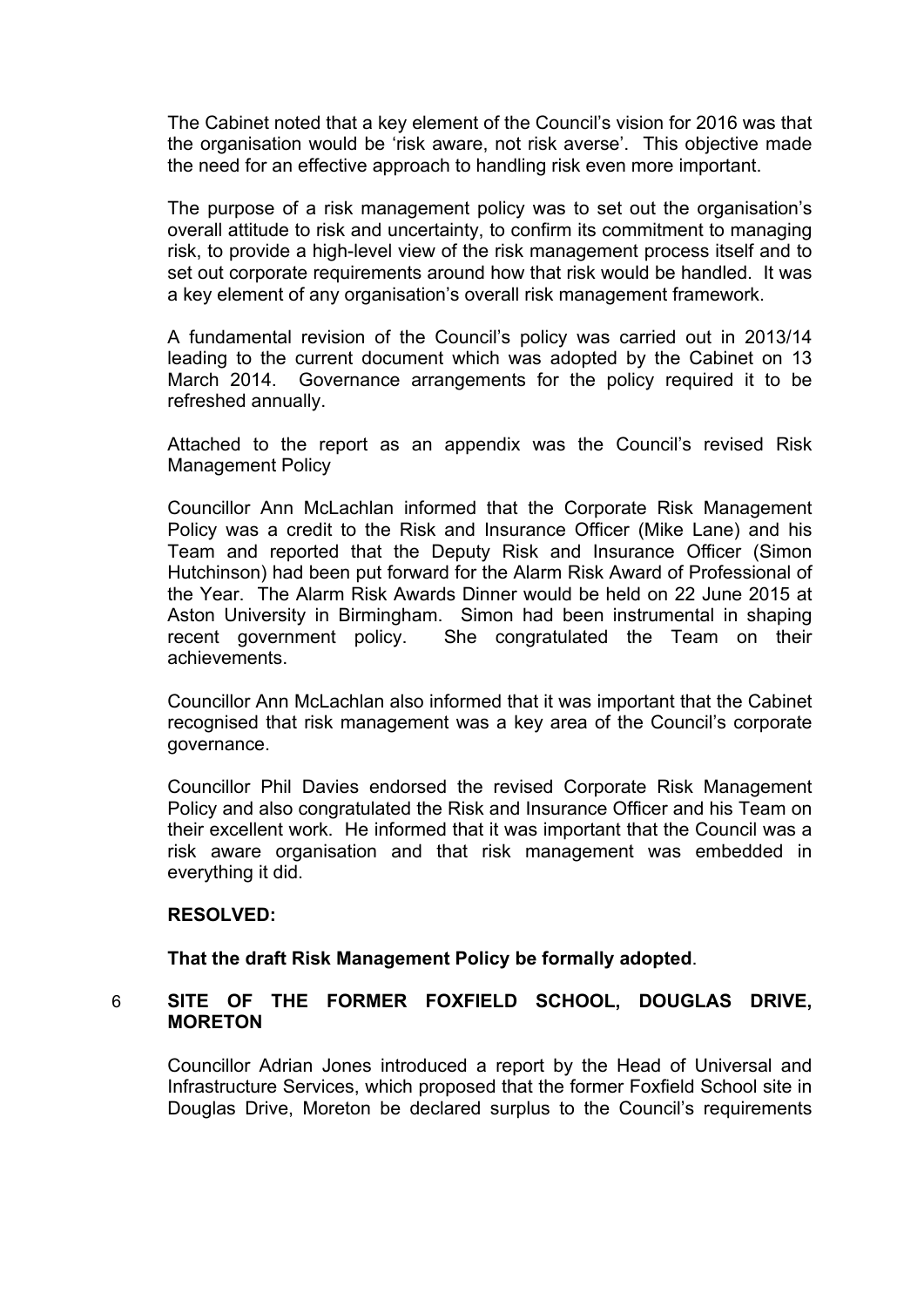The Cabinet noted that a key element of the Council's vision for 2016 was that the organisation would be 'risk aware, not risk averse'. This objective made the need for an effective approach to handling risk even more important.

The purpose of a risk management policy was to set out the organisation's overall attitude to risk and uncertainty, to confirm its commitment to managing risk, to provide a high-level view of the risk management process itself and to set out corporate requirements around how that risk would be handled. It was a key element of any organisation's overall risk management framework.

A fundamental revision of the Council's policy was carried out in 2013/14 leading to the current document which was adopted by the Cabinet on 13 March 2014. Governance arrangements for the policy required it to be refreshed annually.

Attached to the report as an appendix was the Council's revised Risk Management Policy

Councillor Ann McLachlan informed that the Corporate Risk Management Policy was a credit to the Risk and Insurance Officer (Mike Lane) and his Team and reported that the Deputy Risk and Insurance Officer (Simon Hutchinson) had been put forward for the Alarm Risk Award of Professional of the Year. The Alarm Risk Awards Dinner would be held on 22 June 2015 at Aston University in Birmingham. Simon had been instrumental in shaping recent government policy. She congratulated the Team on their achievements.

Councillor Ann McLachlan also informed that it was important that the Cabinet recognised that risk management was a key area of the Council's corporate governance.

Councillor Phil Davies endorsed the revised Corporate Risk Management Policy and also congratulated the Risk and Insurance Officer and his Team on their excellent work. He informed that it was important that the Council was a risk aware organisation and that risk management was embedded in everything it did.

**RESOLVED:**

**That the draft Risk Management Policy be formally adopted**.

## 6 SITE OF THE FORMER FOXFIELD SCHOOL, DOUGLAS DRIVE, MORETON

Councillor Adrian Jones introduced a report by the Head of Universal and Infrastructure Services, which proposed that the former Foxfield School site in Douglas Drive, Moreton be declared surplus to the Council's requirements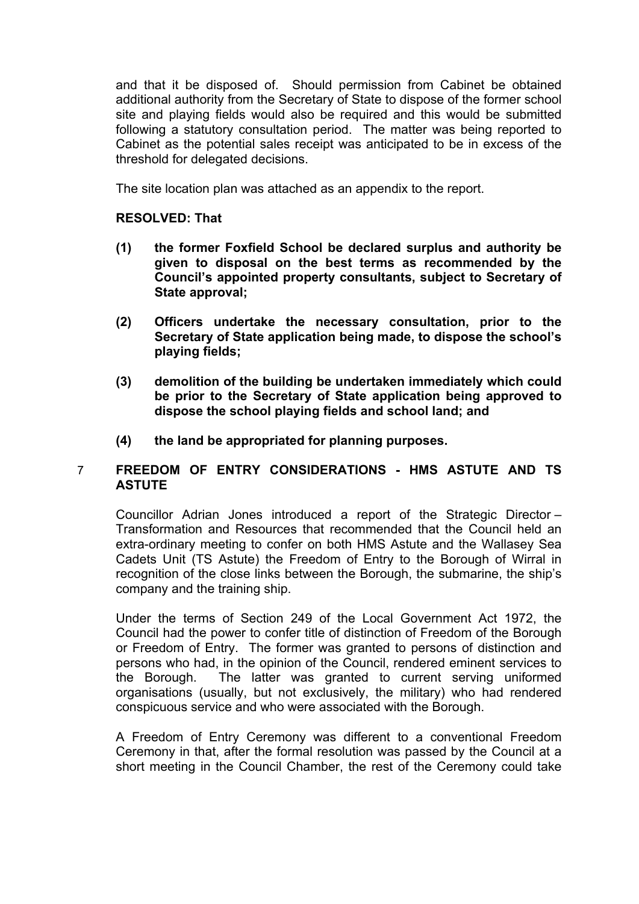and that it be disposed of. Should permission from Cabinet be obtained additional authority from the Secretary of State to dispose of the former school site and playing fields would also be required and this would be submitted following a statutory consultation period. The matter was being reported to Cabinet as the potential sales receipt was anticipated to be in excess of the threshold for delegated decisions.

The site location plan was attached as an appendix to the report.

**RESOLVED: That**

**(1) the former Foxfield School be declared surplus and authority be given to disposal on the best terms as recommended by the Council's appointed property consultants, subject to Secretary of State approval;**

**(2) Officers undertake the necessary consultation, prior to the Secretary of State application being made, to dispose the school's playing fields;**

**(3) demolition of the building be undertaken immediately which could be prior to the Secretary of State application being approved to dispose the school playing fields and school land; and**

**(4) the land be appropriated for planning purposes.**

## 7 FREEDOM OF ENTRY CONSIDERATIONS - HMS ASTUTE AND TS ASTUTE

Councillor Adrian Jones introduced a report of the Strategic Director – Transformation and Resources that recommended that the Council held an extra-ordinary meeting to confer on both HMS Astute and the Wallasey Sea Cadets Unit (TS Astute) the Freedom of Entry to the Borough of Wirral in recognition of the close links between the Borough, the submarine, the ship's company and the training ship.

Under the terms of Section 249 of the Local Government Act 1972, the Council had the power to confer title of distinction of Freedom of the Borough or Freedom of Entry. The former was granted to persons of distinction and persons who had, in the opinion of the Council, rendered eminent services to the Borough. The latter was granted to current serving uniformed organisations (usually, but not exclusively, the military) who had rendered conspicuous service and who were associated with the Borough.

A Freedom of Entry Ceremony was different to a conventional Freedom Ceremony in that, after the formal resolution was passed by the Council at a short meeting in the Council Chamber, the rest of the Ceremony could take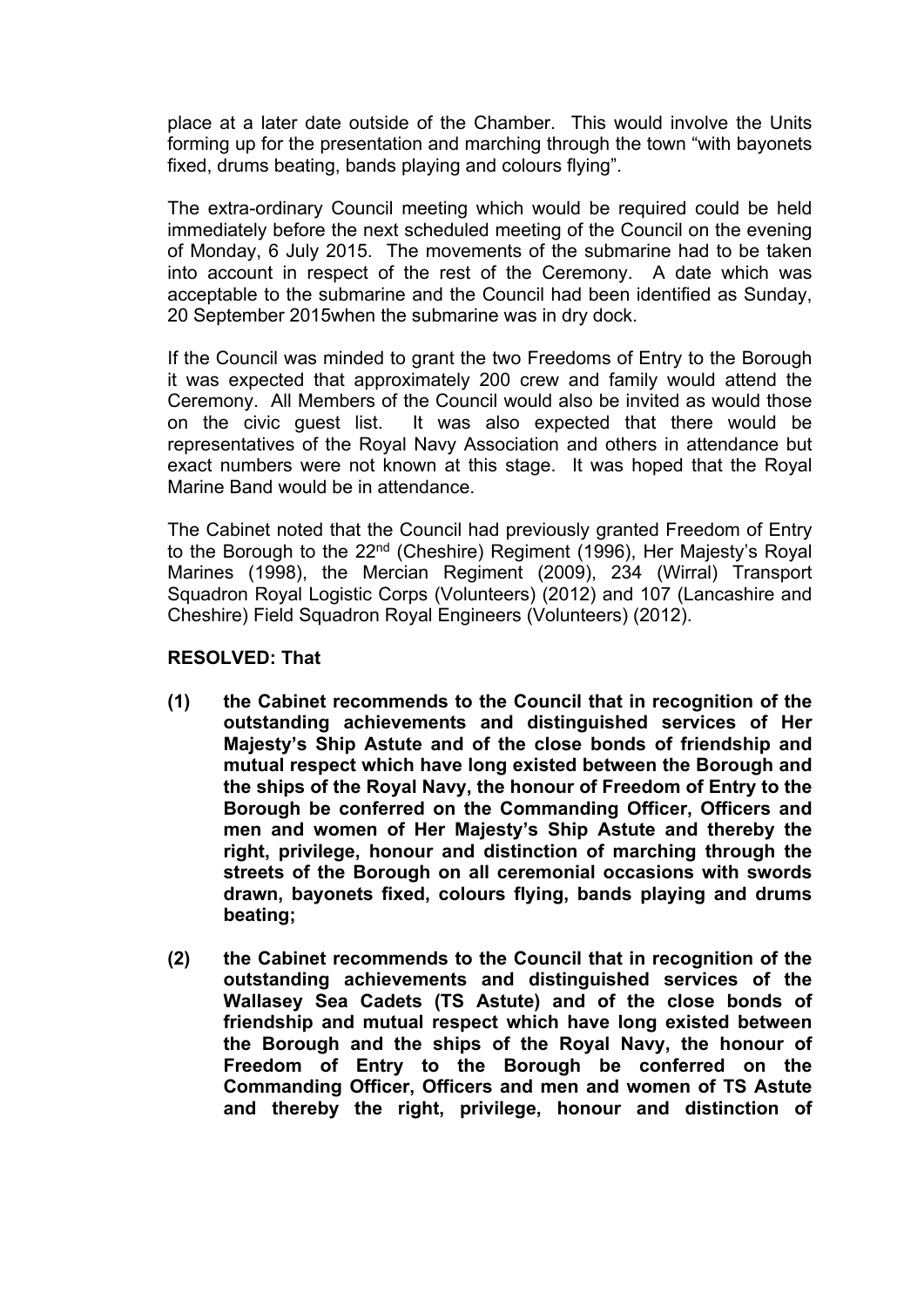place at a later date outside of the Chamber. This would involve the Units forming up for the presentation and marching through the town "with bayonets fixed, drums beating, bands playing and colours flying".

The extra-ordinary Council meeting which would be required could be held immediately before the next scheduled meeting of the Council on the evening of Monday, 6 July 2015. The movements of the submarine had to be taken into account in respect of the rest of the Ceremony. A date which was acceptable to the submarine and the Council had been identified as Sunday, 20 September 2015when the submarine was in dry dock.

If the Council was minded to grant the two Freedoms of Entry to the Borough it was expected that approximately 200 crew and family would attend the Ceremony. All Members of the Council would also be invited as would those on the civic guest list. It was also expected that there would be representatives of the Royal Navy Association and others in attendance but exact numbers were not known at this stage. It was hoped that the Royal Marine Band would be in attendance.

The Cabinet noted that the Council had previously granted Freedom of Entry to the Borough to the 22nd (Cheshire) Regiment (1996), Her Majesty's Royal Marines (1998), the Mercian Regiment (2009), 234 (Wirral) Transport Squadron Royal Logistic Corps (Volunteers) (2012) and 107 (Lancashire and Cheshire) Field Squadron Royal Engineers (Volunteers) (2012).

**RESOLVED: That**

**(1) the Cabinet recommends to the Council that in recognition of the outstanding achievements and distinguished services of Her Majesty's Ship Astute and of the close bonds of friendship and mutual respect which have long existed between the Borough and the ships of the Royal Navy, the honour of Freedom of Entry to the Borough be conferred on the Commanding Officer, Officers and men and women of Her Majesty's Ship Astute and thereby the right, privilege, honour and distinction of marching through the streets of the Borough on all ceremonial occasions with swords drawn, bayonets fixed, colours flying, bands playing and drums beating;**

**(2) the Cabinet recommends to the Council that in recognition of the outstanding achievements and distinguished services of the Wallasey Sea Cadets (TS Astute) and of the close bonds of friendship and mutual respect which have long existed between the Borough and the ships of the Royal Navy, the honour of Freedom of Entry to the Borough be conferred on the Commanding Officer, Officers and men and women of TS Astute and thereby the right, privilege, honour and distinction of**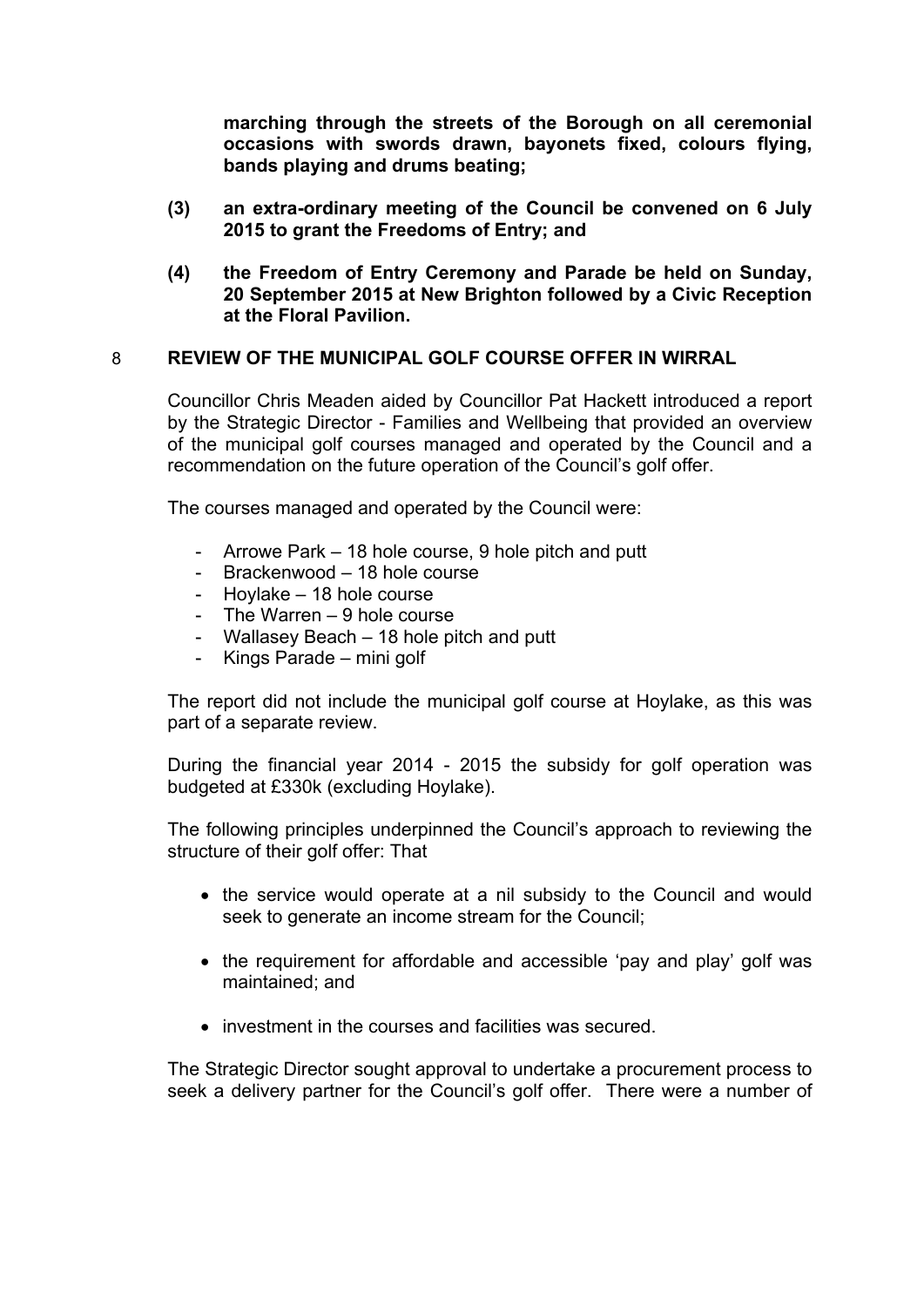**marching through the streets of the Borough on all ceremonial occasions with swords drawn, bayonets fixed, colours flying, bands playing and drums beating;**

**(3) an extra-ordinary meeting of the Council be convened on 6 July 2015 to grant the Freedoms of Entry; and**

**(4) the Freedom of Entry Ceremony and Parade be held on Sunday, 20 September 2015 at New Brighton followed by a Civic Reception at the Floral Pavilion.**

## 8 REVIEW OF THE MUNICIPAL GOLF COURSE OFFER IN WIRRAL

Councillor Chris Meaden aided by Councillor Pat Hackett introduced a report by the Strategic Director - Families and Wellbeing that provided an overview of the municipal golf courses managed and operated by the Council and a recommendation on the future operation of the Council's golf offer.

The courses managed and operated by the Council were:

- Arrowe Park – 18 hole course, 9 hole pitch and putt
- Brackenwood – 18 hole course
- Hoylake – 18 hole course
- The Warren – 9 hole course
- Wallasey Beach – 18 hole pitch and putt
- Kings Parade – mini golf

The report did not include the municipal golf course at Hoylake, as this was part of a separate review.

During the financial year 2014 - 2015 the subsidy for golf operation was budgeted at £330k (excluding Hoylake).

The following principles underpinned the Council's approach to reviewing the structure of their golf offer: That

- the service would operate at a nil subsidy to the Council and would seek to generate an income stream for the Council;
- the requirement for affordable and accessible 'pay and play' golf was maintained; and
- investment in the courses and facilities was secured.

The Strategic Director sought approval to undertake a procurement process to seek a delivery partner for the Council's golf offer. There were a number of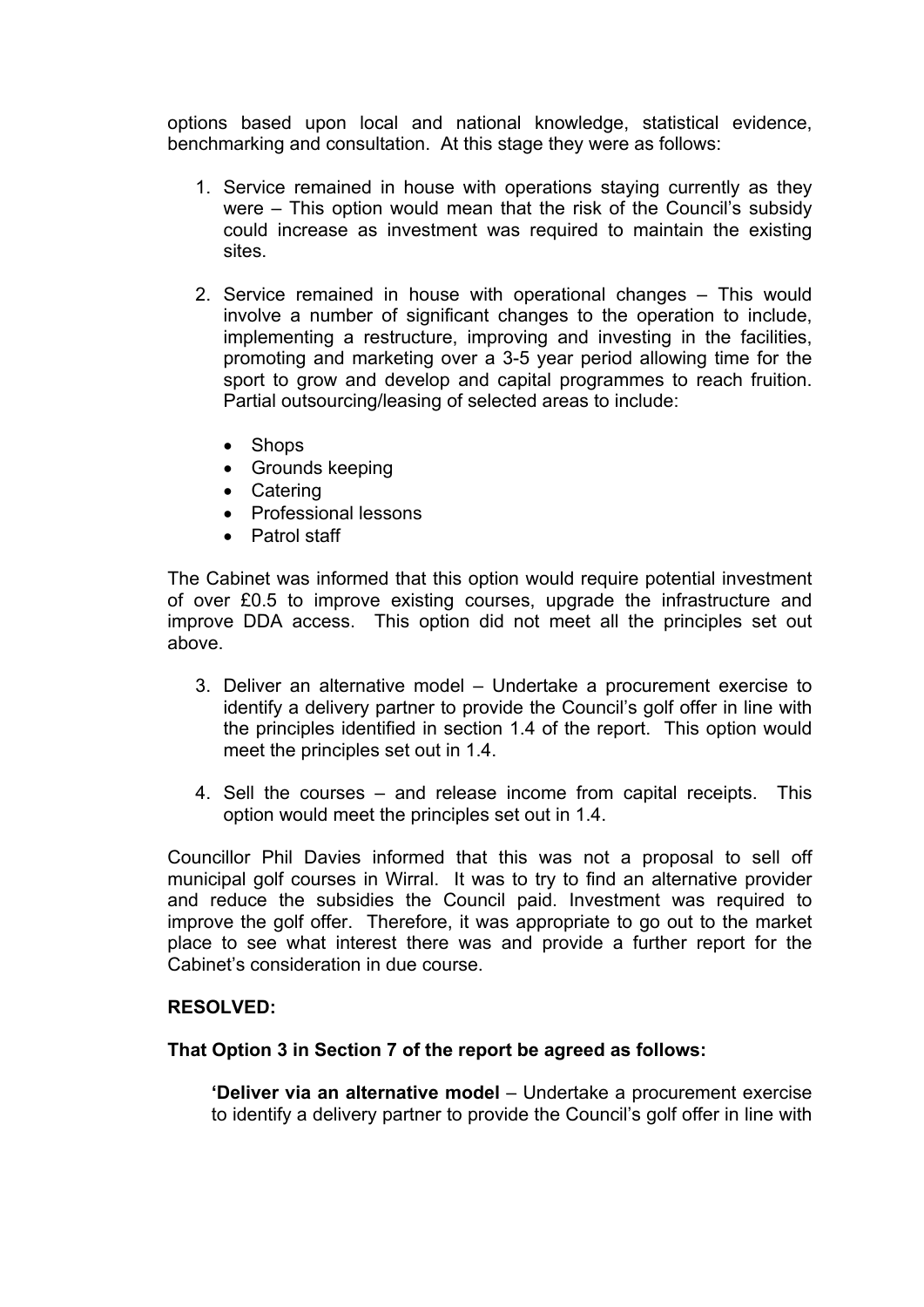options based upon local and national knowledge, statistical evidence, benchmarking and consultation. At this stage they were as follows:

1. Service remained in house with operations staying currently as they were – This option would mean that the risk of the Council's subsidy could increase as investment was required to maintain the existing sites.

2. Service remained in house with operational changes – This would involve a number of significant changes to the operation to include, implementing a restructure, improving and investing in the facilities, promoting and marketing over a 3-5 year period allowing time for the sport to grow and develop and capital programmes to reach fruition. Partial outsourcing/leasing of selected areas to include:

   - Shops
   - Grounds keeping
   - Catering
   - Professional lessons
   - Patrol staff

The Cabinet was informed that this option would require potential investment of over £0.5 to improve existing courses, upgrade the infrastructure and improve DDA access. This option did not meet all the principles set out above.

3. Deliver an alternative model – Undertake a procurement exercise to identify a delivery partner to provide the Council's golf offer in line with the principles identified in section 1.4 of the report. This option would meet the principles set out in 1.4.

4. Sell the courses – and release income from capital receipts. This option would meet the principles set out in 1.4.

Councillor Phil Davies informed that this was not a proposal to sell off municipal golf courses in Wirral. It was to try to find an alternative provider and reduce the subsidies the Council paid. Investment was required to improve the golf offer. Therefore, it was appropriate to go out to the market place to see what interest there was and provide a further report for the Cabinet's consideration in due course.

**RESOLVED:**

**That Option 3 in Section 7 of the report be agreed as follows:**

> **'Deliver via an alternative model** – Undertake a procurement exercise to identify a delivery partner to provide the Council's golf offer in line with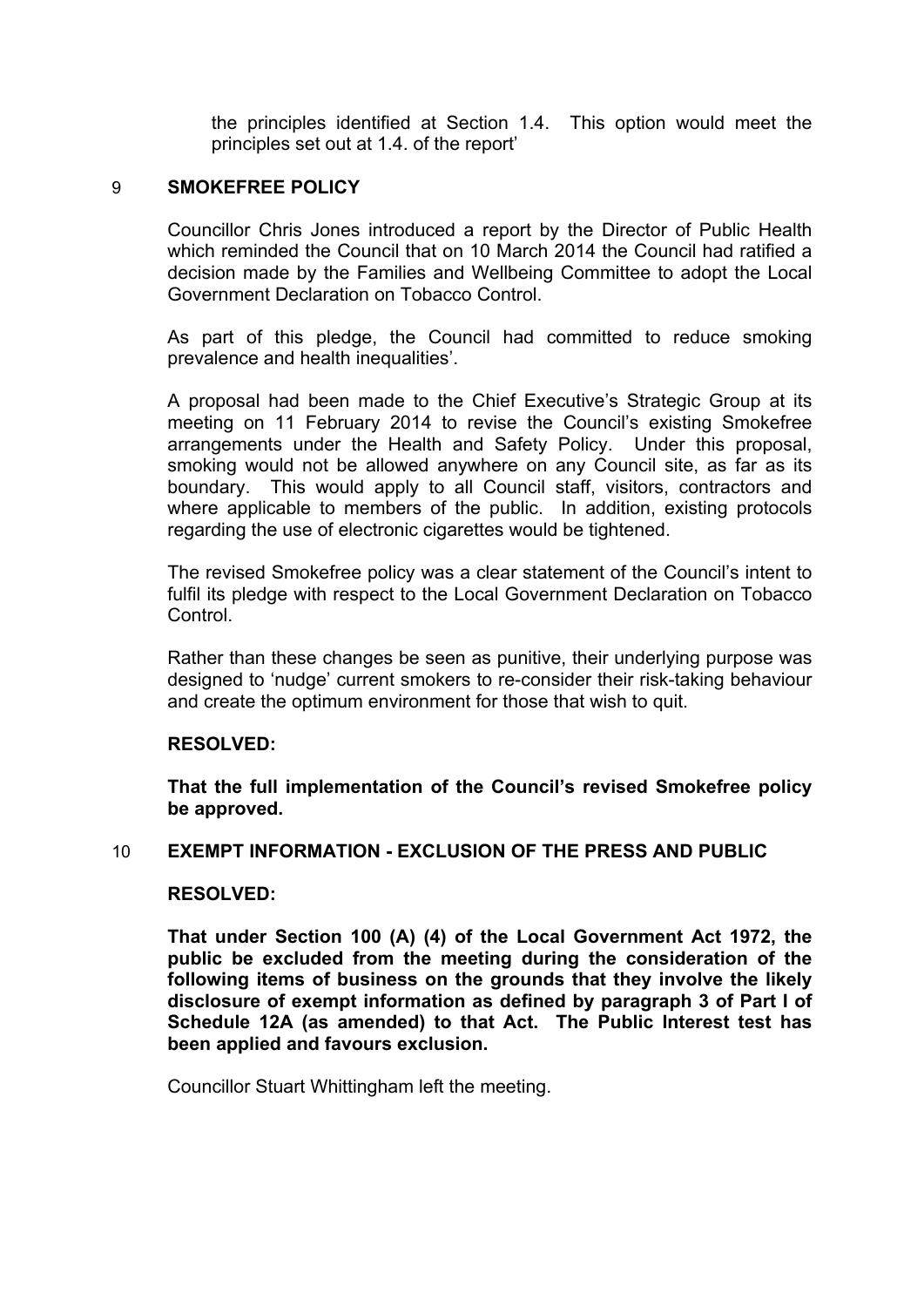the principles identified at Section 1.4. This option would meet the principles set out at 1.4. of the report'

## 9 SMOKEFREE POLICY

Councillor Chris Jones introduced a report by the Director of Public Health which reminded the Council that on 10 March 2014 the Council had ratified a decision made by the Families and Wellbeing Committee to adopt the Local Government Declaration on Tobacco Control.

As part of this pledge, the Council had committed to reduce smoking prevalence and health inequalities'.

A proposal had been made to the Chief Executive's Strategic Group at its meeting on 11 February 2014 to revise the Council's existing Smokefree arrangements under the Health and Safety Policy. Under this proposal, smoking would not be allowed anywhere on any Council site, as far as its boundary. This would apply to all Council staff, visitors, contractors and where applicable to members of the public. In addition, existing protocols regarding the use of electronic cigarettes would be tightened.

The revised Smokefree policy was a clear statement of the Council's intent to fulfil its pledge with respect to the Local Government Declaration on Tobacco Control.

Rather than these changes be seen as punitive, their underlying purpose was designed to 'nudge' current smokers to re-consider their risk-taking behaviour and create the optimum environment for those that wish to quit.

**RESOLVED:**

**That the full implementation of the Council's revised Smokefree policy be approved.**

## 10 EXEMPT INFORMATION - EXCLUSION OF THE PRESS AND PUBLIC

**RESOLVED:**

**That under Section 100 (A) (4) of the Local Government Act 1972, the public be excluded from the meeting during the consideration of the following items of business on the grounds that they involve the likely disclosure of exempt information as defined by paragraph 3 of Part I of Schedule 12A (as amended) to that Act. The Public Interest test has been applied and favours exclusion.**

Councillor Stuart Whittingham left the meeting.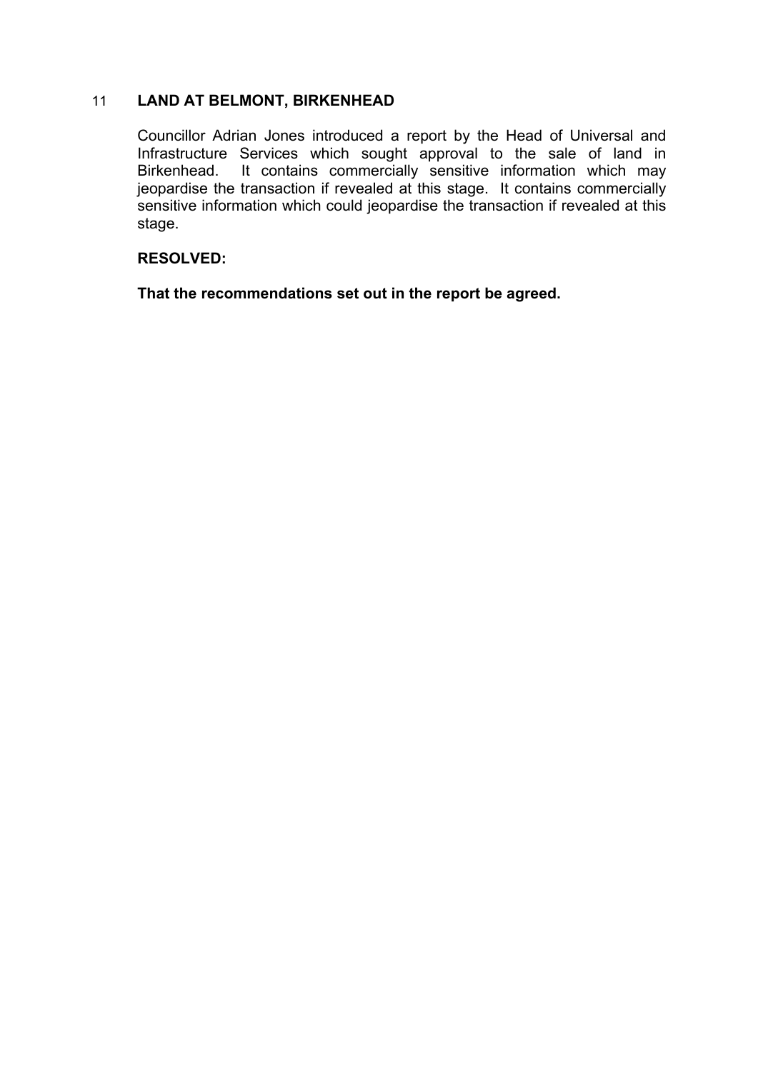## 11 LAND AT BELMONT, BIRKENHEAD

Councillor Adrian Jones introduced a report by the Head of Universal and Infrastructure Services which sought approval to the sale of land in Birkenhead. It contains commercially sensitive information which may jeopardise the transaction if revealed at this stage. It contains commercially sensitive information which could jeopardise the transaction if revealed at this stage.

**RESOLVED:**

**That the recommendations set out in the report be agreed.**